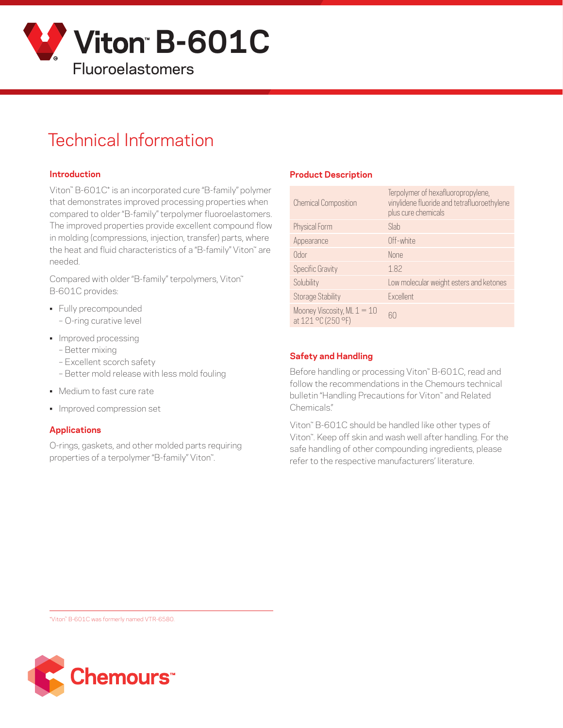# Viton™ B-601C

Fluoroelastomers

## Technical Information

### Introduction

Viton™ B-601C* is an incorporated cure "B-family" polymer that demonstrates improved processing properties when compared to older "B-family" terpolymer fluoroelastomers. The improved properties provide excellent compound flow in molding (compressions, injection, transfer) parts, where the heat and fluid characteristics of a "B-family" Viton™ are needed.

Compared with older "B-family" terpolymers, Viton™ B-601C provides:

- Fully precompounded
  - O-ring curative level
- Improved processing
  - Better mixing
  - Excellent scorch safety
  - Better mold release with less mold fouling
- Medium to fast cure rate
- Improved compression set

### Applications

O-rings, gaskets, and other molded parts requiring properties of a terpolymer "B-family" Viton™.

### Product Description

| | |
|---|---|
| Chemical Composition | Terpolymer of hexafluoropropylene, vinylidene fluoride and tetrafluoroethylene plus cure chemicals |
| Physical Form | Slab |
| Appearance | Off-white |
| Odor | None |
| Specific Gravity | 1.82 |
| Solubility | Low molecular weight esters and ketones |
| Storage Stability | Excellent |
| Mooney Viscosity, ML 1 + 10 at 121 °C (250 °F) | 60 |

### Safety and Handling

Before handling or processing Viton™ B-601C, read and follow the recommendations in the Chemours technical bulletin "Handling Precautions for Viton™ and Related Chemicals."

Viton™ B-601C should be handled like other types of Viton™. Keep off skin and wash well after handling. For the safe handling of other compounding ingredients, please refer to the respective manufacturers' literature.

*Viton™ B-601C was formerly named VTR-6580.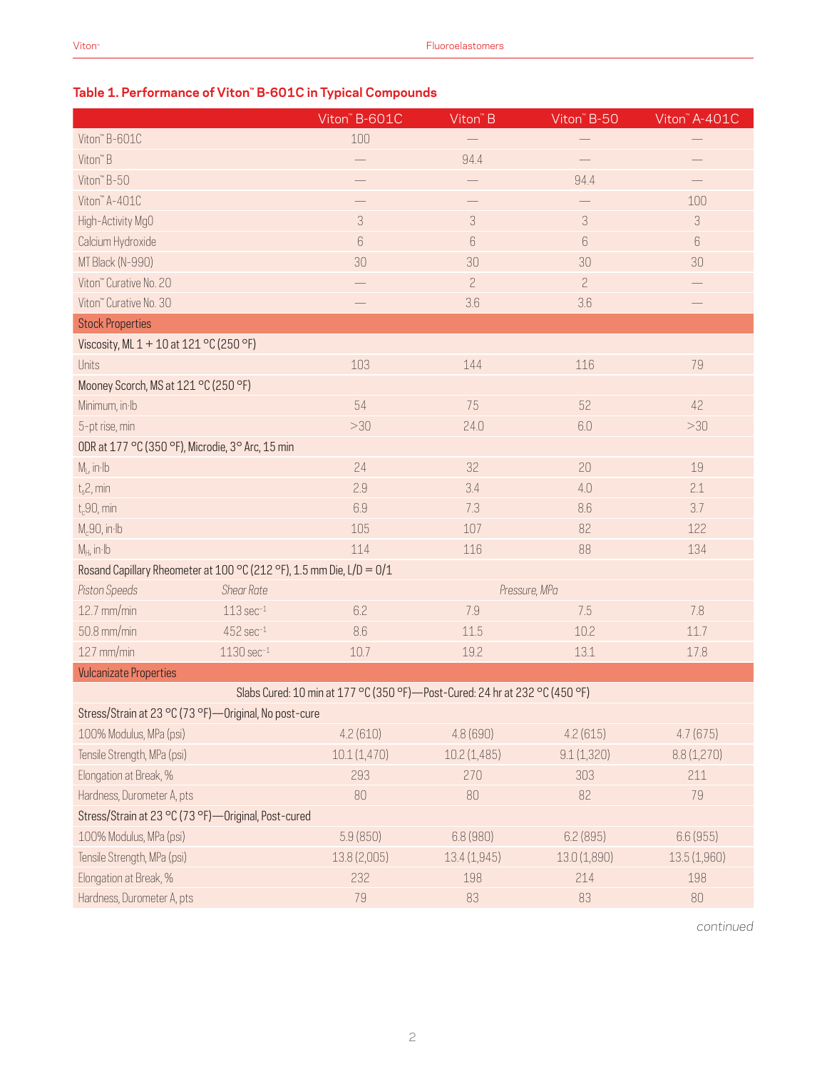## Table 1. Performance of Viton™ B-601C in Typical Compounds

| | | Viton™ B-601C | Viton™ B | Viton™ B-50 | Viton™ A-401C |
|---|---|---|---|---|---|
| Viton™ B-601C | | 100 | — | — | — |
| Viton™ B | | — | 94.4 | — | — |
| Viton™ B-50 | | — | — | 94.4 | — |
| Viton™ A-401C | | — | — | — | 100 |
| High-Activity MgO | | 3 | 3 | 3 | 3 |
| Calcium Hydroxide | | 6 | 6 | 6 | 6 |
| MT Black (N-990) | | 30 | 30 | 30 | 30 |
| Viton™ Curative No. 20 | | — | 2 | 2 | — |
| Viton™ Curative No. 30 | | — | 3.6 | 3.6 | — |
| **Stock Properties** | | | | | |
| Viscosity, ML 1 + 10 at 121 °C (250 °F) | | | | | |
| Units | | 103 | 144 | 116 | 79 |
| Mooney Scorch, MS at 121 °C (250 °F) | | | | | |
| Minimum, in·lb | | 54 | 75 | 52 | 42 |
| 5-pt rise, min | | >30 | 24.0 | 6.0 | >30 |
| ODR at 177 °C (350 °F), Microdie, 3° Arc, 15 min | | | | | |
| $M_L$, in·lb | | 24 | 32 | 20 | 19 |
| $t_s2$, min | | 2.9 | 3.4 | 4.0 | 2.1 |
| $t_c90$, min | | 6.9 | 7.3 | 8.6 | 3.7 |
| $M_c90$, in·lb | | 105 | 107 | 82 | 122 |
| $M_H$, in·lb | | 114 | 116 | 88 | 134 |
| Rosand Capillary Rheometer at 100 °C (212 °F), 1.5 mm Die, L/D = 0/1 | | | | | |
| *Piston Speeds* | *Shear Rate* | *Pressure, MPa* | | | |
| 12.7 mm/min | 113 $sec^{-1}$ | 6.2 | 7.9 | 7.5 | 7.8 |
| 50.8 mm/min | 452 $sec^{-1}$ | 8.6 | 11.5 | 10.2 | 11.7 |
| 127 mm/min | 1130 $sec^{-1}$ | 10.7 | 19.2 | 13.1 | 17.8 |
| **Vulcanizate Properties** | | | | | |
| Slabs Cured: 10 min at 177 °C (350 °F)—Post-Cured: 24 hr at 232 °C (450 °F) | | | | | |
| Stress/Strain at 23 °C (73 °F)—Original, No post-cure | | | | | |
| 100% Modulus, MPa (psi) | | 4.2 (610) | 4.8 (690) | 4.2 (615) | 4.7 (675) |
| Tensile Strength, MPa (psi) | | 10.1 (1,470) | 10.2 (1,485) | 9.1 (1,320) | 8.8 (1,270) |
| Elongation at Break, % | | 293 | 270 | 303 | 211 |
| Hardness, Durometer A, pts | | 80 | 80 | 82 | 79 |
| Stress/Strain at 23 °C (73 °F)—Original, Post-cured | | | | | |
| 100% Modulus, MPa (psi) | | 5.9 (850) | 6.8 (980) | 6.2 (895) | 6.6 (955) |
| Tensile Strength, MPa (psi) | | 13.8 (2,005) | 13.4 (1,945) | 13.0 (1,890) | 13.5 (1,960) |
| Elongation at Break, % | | 232 | 198 | 214 | 198 |
| Hardness, Durometer A, pts | | 79 | 83 | 83 | 80 |

*continued*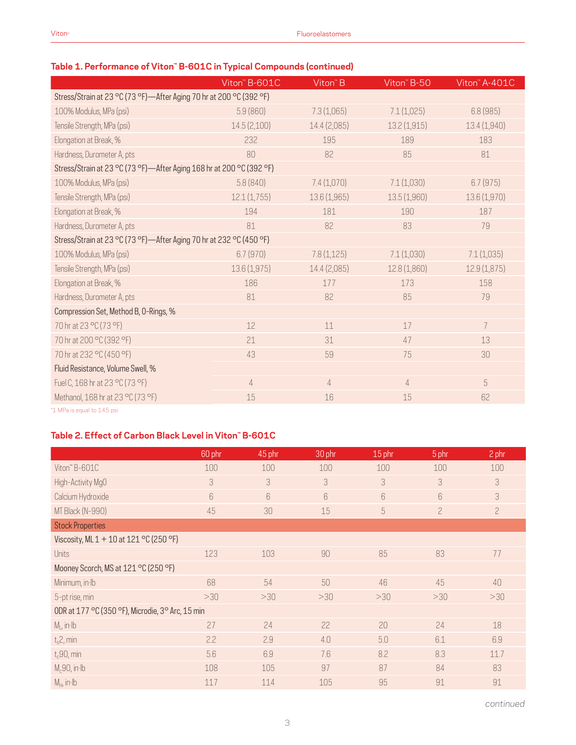## Table 1. Performance of Viton™ B-601C in Typical Compounds (continued)

| | Viton™ B-601C | Viton™ B | Viton™ B-50 | Viton™ A-401C |
|---|---|---|---|---|
| Stress/Strain at 23 °C (73 °F)—After Aging 70 hr at 200 °C (392 °F) | | | | |
| 100% Modulus, MPa (psi) | 5.9 (860) | 7.3 (1,065) | 7.1 (1,025) | 6.8 (985) |
| Tensile Strength, MPa (psi) | 14.5 (2,100) | 14.4 (2,085) | 13.2 (1,915) | 13.4 (1,940) |
| Elongation at Break, % | 232 | 195 | 189 | 183 |
| Hardness, Durometer A, pts | 80 | 82 | 85 | 81 |
| Stress/Strain at 23 °C (73 °F)—After Aging 168 hr at 200 °C (392 °F) | | | | |
| 100% Modulus, MPa (psi) | 5.8 (840) | 7.4 (1,070) | 7.1 (1,030) | 6.7 (975) |
| Tensile Strength, MPa (psi) | 12.1 (1,755) | 13.6 (1,965) | 13.5 (1,960) | 13.6 (1,970) |
| Elongation at Break, % | 194 | 181 | 190 | 187 |
| Hardness, Durometer A, pts | 81 | 82 | 83 | 79 |
| Stress/Strain at 23 °C (73 °F)—After Aging 70 hr at 232 °C (450 °F) | | | | |
| 100% Modulus, MPa (psi) | 6.7 (970) | 7.8 (1,125) | 7.1 (1,030) | 7.1 (1,035) |
| Tensile Strength, MPa (psi) | 13.6 (1,975) | 14.4 (2,085) | 12.8 (1,860) | 12.9 (1,875) |
| Elongation at Break, % | 186 | 177 | 173 | 158 |
| Hardness, Durometer A, pts | 81 | 82 | 85 | 79 |
| Compression Set, Method B, O-Rings, % | | | | |
| 70 hr at 23 °C (73 °F) | 12 | 11 | 17 | 7 |
| 70 hr at 200 °C (392 °F) | 21 | 31 | 47 | 13 |
| 70 hr at 232 °C (450 °F) | 43 | 59 | 75 | 30 |
| Fluid Resistance, Volume Swell, % | | | | |
| Fuel C, 168 hr at 23 °C (73 °F) | 4 | 4 | 4 | 5 |
| Methanol, 168 hr at 23 °C (73 °F) | 15 | 16 | 15 | 62 |

*1 MPa is equal to 145 psi

## Table 2. Effect of Carbon Black Level in Viton™ B-601C

| | 60 phr | 45 phr | 30 phr | 15 phr | 5 phr | 2 phr |
|---|---|---|---|---|---|---|
| Viton™ B-601C | 100 | 100 | 100 | 100 | 100 | 100 |
| High-Activity MgO | 3 | 3 | 3 | 3 | 3 | 3 |
| Calcium Hydroxide | 6 | 6 | 6 | 6 | 6 | 3 |
| MT Black (N-990) | 45 | 30 | 15 | 5 | 2 | 2 |
| **Stock Properties** | | | | | | |
| Viscosity, ML 1 + 10 at 121 °C (250 °F) | | | | | | |
| Units | 123 | 103 | 90 | 85 | 83 | 77 |
| Mooney Scorch, MS at 121 °C (250 °F) | | | | | | |
| Minimum, in-lb | 68 | 54 | 50 | 46 | 45 | 40 |
| 5-pt rise, min | >30 | >30 | >30 | >30 | >30 | >30 |
| ODR at 177 °C (350 °F), Microdie, 3° Arc, 15 min | | | | | | |
| $M_L$, in-lb | 27 | 24 | 22 | 20 | 24 | 18 |
| $t_s2$, min | 2.2 | 2.9 | 4.0 | 5.0 | 6.1 | 6.9 |
| $t_c90$, min | 5.6 | 6.9 | 7.6 | 8.2 | 8.3 | 11.7 |
| $M_c90$, in-lb | 108 | 105 | 97 | 87 | 84 | 83 |
| $M_H$, in-lb | 117 | 114 | 105 | 95 | 91 | 91 |

*continued*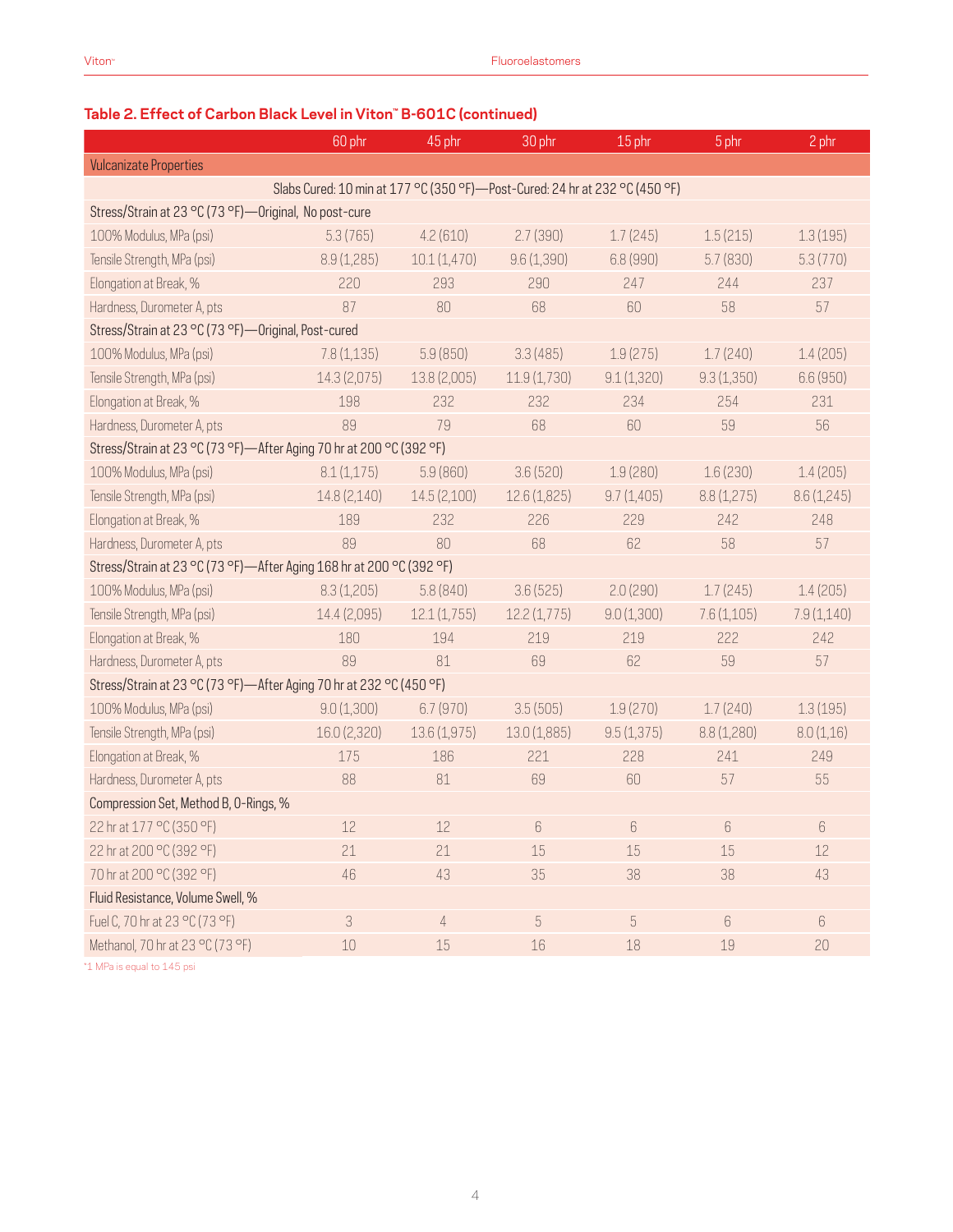### Table 2. Effect of Carbon Black Level in Viton™ B-601C (continued)

| | 60 phr | 45 phr | 30 phr | 15 phr | 5 phr | 2 phr |
|---|---|---|---|---|---|---|
| **Vulcanizate Properties** | | | | | | |
| Slabs Cured: 10 min at 177 °C (350 °F)—Post-Cured: 24 hr at 232 °C (450 °F) | | | | | | |
| Stress/Strain at 23 °C (73 °F)—Original, No post-cure | | | | | | |
| 100% Modulus, MPa (psi) | 5.3 (765) | 4.2 (610) | 2.7 (390) | 1.7 (245) | 1.5 (215) | 1.3 (195) |
| Tensile Strength, MPa (psi) | 8.9 (1,285) | 10.1 (1,470) | 9.6 (1,390) | 6.8 (990) | 5.7 (830) | 5.3 (770) |
| Elongation at Break, % | 220 | 293 | 290 | 247 | 244 | 237 |
| Hardness, Durometer A, pts | 87 | 80 | 68 | 60 | 58 | 57 |
| Stress/Strain at 23 °C (73 °F)—Original, Post-cured | | | | | | |
| 100% Modulus, MPa (psi) | 7.8 (1,135) | 5.9 (850) | 3.3 (485) | 1.9 (275) | 1.7 (240) | 1.4 (205) |
| Tensile Strength, MPa (psi) | 14.3 (2,075) | 13.8 (2,005) | 11.9 (1,730) | 9.1 (1,320) | 9.3 (1,350) | 6.6 (950) |
| Elongation at Break, % | 198 | 232 | 232 | 234 | 254 | 231 |
| Hardness, Durometer A, pts | 89 | 79 | 68 | 60 | 59 | 56 |
| Stress/Strain at 23 °C (73 °F)—After Aging 70 hr at 200 °C (392 °F) | | | | | | |
| 100% Modulus, MPa (psi) | 8.1 (1,175) | 5.9 (860) | 3.6 (520) | 1.9 (280) | 1.6 (230) | 1.4 (205) |
| Tensile Strength, MPa (psi) | 14.8 (2,140) | 14.5 (2,100) | 12.6 (1,825) | 9.7 (1,405) | 8.8 (1,275) | 8.6 (1,245) |
| Elongation at Break, % | 189 | 232 | 226 | 229 | 242 | 248 |
| Hardness, Durometer A, pts | 89 | 80 | 68 | 62 | 58 | 57 |
| Stress/Strain at 23 °C (73 °F)—After Aging 168 hr at 200 °C (392 °F) | | | | | | |
| 100% Modulus, MPa (psi) | 8.3 (1,205) | 5.8 (840) | 3.6 (525) | 2.0 (290) | 1.7 (245) | 1.4 (205) |
| Tensile Strength, MPa (psi) | 14.4 (2,095) | 12.1 (1,755) | 12.2 (1,775) | 9.0 (1,300) | 7.6 (1,105) | 7.9 (1,140) |
| Elongation at Break, % | 180 | 194 | 219 | 219 | 222 | 242 |
| Hardness, Durometer A, pts | 89 | 81 | 69 | 62 | 59 | 57 |
| Stress/Strain at 23 °C (73 °F)—After Aging 70 hr at 232 °C (450 °F) | | | | | | |
| 100% Modulus, MPa (psi) | 9.0 (1,300) | 6.7 (970) | 3.5 (505) | 1.9 (270) | 1.7 (240) | 1.3 (195) |
| Tensile Strength, MPa (psi) | 16.0 (2,320) | 13.6 (1,975) | 13.0 (1,885) | 9.5 (1,375) | 8.8 (1,280) | 8.0 (1,16) |
| Elongation at Break, % | 175 | 186 | 221 | 228 | 241 | 249 |
| Hardness, Durometer A, pts | 88 | 81 | 69 | 60 | 57 | 55 |
| Compression Set, Method B, O-Rings, % | | | | | | |
| 22 hr at 177 °C (350 °F) | 12 | 12 | 6 | 6 | 6 | 6 |
| 22 hr at 200 °C (392 °F) | 21 | 21 | 15 | 15 | 15 | 12 |
| 70 hr at 200 °C (392 °F) | 46 | 43 | 35 | 38 | 38 | 43 |
| Fluid Resistance, Volume Swell, % | | | | | | |
| Fuel C, 70 hr at 23 °C (73 °F) | 3 | 4 | 5 | 5 | 6 | 6 |
| Methanol, 70 hr at 23 °C (73 °F) | 10 | 15 | 16 | 18 | 19 | 20 |

*1 MPa is equal to 145 psi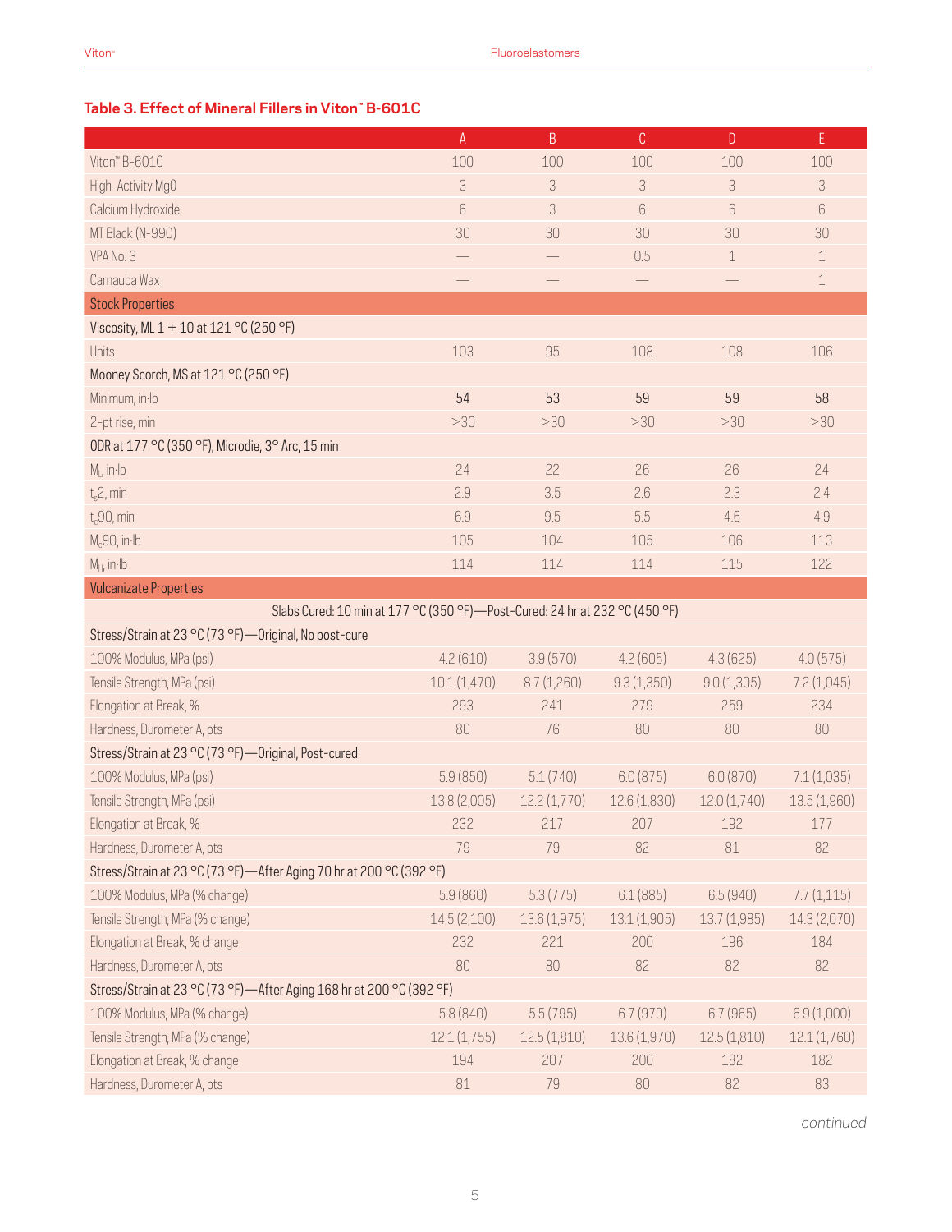### Table 3. Effect of Mineral Fillers in Viton™ B-601C

| | A | B | C | D | E |
|---|---|---|---|---|---|
| Viton™ B-601C | 100 | 100 | 100 | 100 | 100 |
| High-Activity MgO | 3 | 3 | 3 | 3 | 3 |
| Calcium Hydroxide | 6 | 3 | 6 | 6 | 6 |
| MT Black (N-990) | 30 | 30 | 30 | 30 | 30 |
| VPA No. 3 | — | — | 0.5 | 1 | 1 |
| Carnauba Wax | — | — | — | — | 1 |
| **Stock Properties** | | | | | |
| Viscosity, ML 1 + 10 at 121 °C (250 °F) | | | | | |
| Units | 103 | 95 | 108 | 108 | 106 |
| Mooney Scorch, MS at 121 °C (250 °F) | | | | | |
| Minimum, in·lb | 54 | 53 | 59 | 59 | 58 |
| 2-pt rise, min | >30 | >30 | >30 | >30 | >30 |
| ODR at 177 °C (350 °F), Microdie, 3° Arc, 15 min | | | | | |
| $M_L$, in·lb | 24 | 22 | 26 | 26 | 24 |
| $t_s2$, min | 2.9 | 3.5 | 2.6 | 2.3 | 2.4 |
| $t_c90$, min | 6.9 | 9.5 | 5.5 | 4.6 | 4.9 |
| $M_c90$, in·lb | 105 | 104 | 105 | 106 | 113 |
| $M_H$, in·lb | 114 | 114 | 114 | 115 | 122 |
| **Vulcanizate Properties** | | | | | |
| Slabs Cured: 10 min at 177 °C (350 °F)—Post-Cured: 24 hr at 232 °C (450 °F) | | | | | |
| Stress/Strain at 23 °C (73 °F)—Original, No post-cure | | | | | |
| 100% Modulus, MPa (psi) | 4.2 (610) | 3.9 (570) | 4.2 (605) | 4.3 (625) | 4.0 (575) |
| Tensile Strength, MPa (psi) | 10.1 (1,470) | 8.7 (1,260) | 9.3 (1,350) | 9.0 (1,305) | 7.2 (1,045) |
| Elongation at Break, % | 293 | 241 | 279 | 259 | 234 |
| Hardness, Durometer A, pts | 80 | 76 | 80 | 80 | 80 |
| Stress/Strain at 23 °C (73 °F)—Original, Post-cured | | | | | |
| 100% Modulus, MPa (psi) | 5.9 (850) | 5.1 (740) | 6.0 (875) | 6.0 (870) | 7.1 (1,035) |
| Tensile Strength, MPa (psi) | 13.8 (2,005) | 12.2 (1,770) | 12.6 (1,830) | 12.0 (1,740) | 13.5 (1,960) |
| Elongation at Break, % | 232 | 217 | 207 | 192 | 177 |
| Hardness, Durometer A, pts | 79 | 79 | 82 | 81 | 82 |
| Stress/Strain at 23 °C (73 °F)—After Aging 70 hr at 200 °C (392 °F) | | | | | |
| 100% Modulus, MPa (% change) | 5.9 (860) | 5.3 (775) | 6.1 (885) | 6.5 (940) | 7.7 (1,115) |
| Tensile Strength, MPa (% change) | 14.5 (2,100) | 13.6 (1,975) | 13.1 (1,905) | 13.7 (1,985) | 14.3 (2,070) |
| Elongation at Break, % change | 232 | 221 | 200 | 196 | 184 |
| Hardness, Durometer A, pts | 80 | 80 | 82 | 82 | 82 |
| Stress/Strain at 23 °C (73 °F)—After Aging 168 hr at 200 °C (392 °F) | | | | | |
| 100% Modulus, MPa (% change) | 5.8 (840) | 5.5 (795) | 6.7 (970) | 6.7 (965) | 6.9 (1,000) |
| Tensile Strength, MPa (% change) | 12.1 (1,755) | 12.5 (1,810) | 13.6 (1,970) | 12.5 (1,810) | 12.1 (1,760) |
| Elongation at Break, % change | 194 | 207 | 200 | 182 | 182 |
| Hardness, Durometer A, pts | 81 | 79 | 80 | 82 | 83 |

*continued*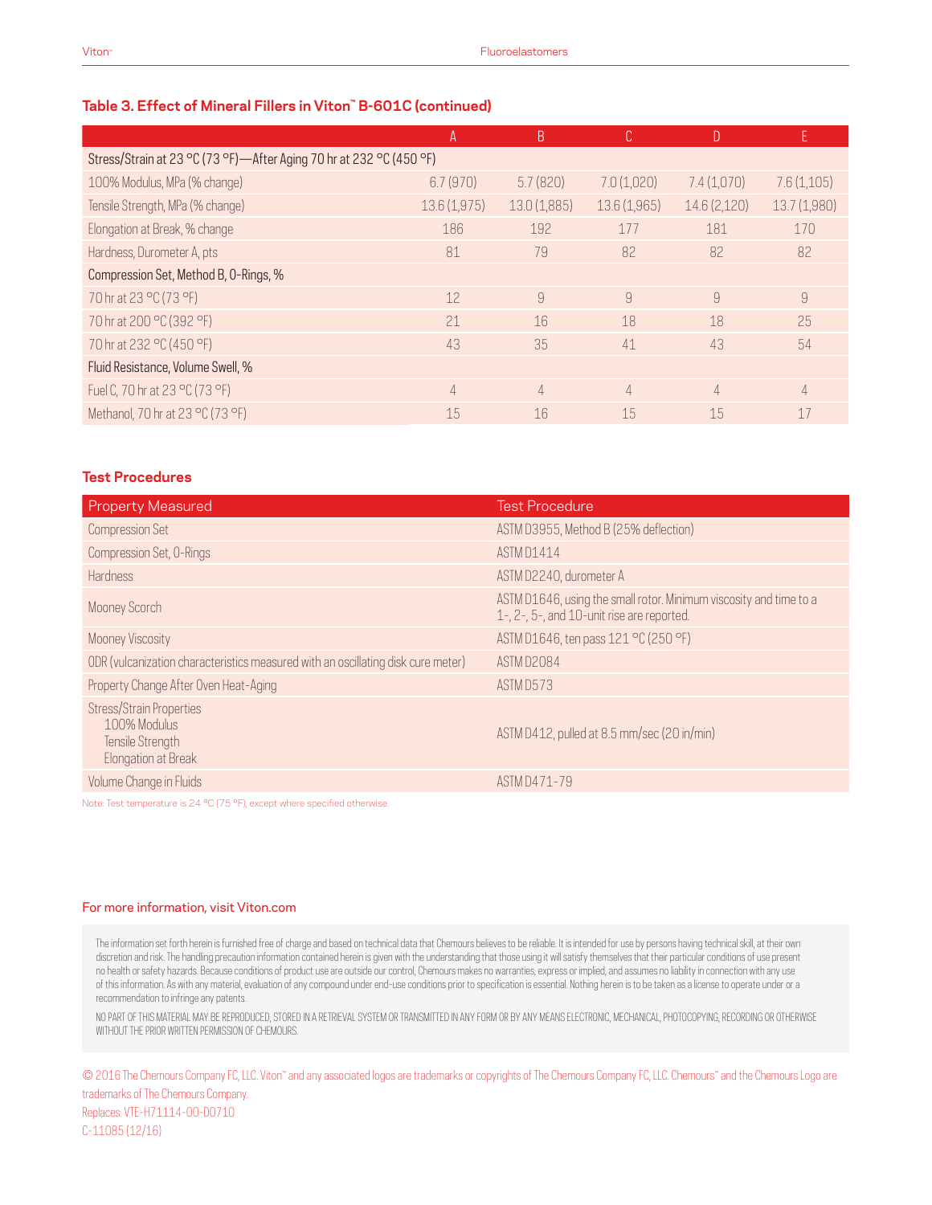### Table 3. Effect of Mineral Fillers in Viton™ B-601C (continued)

| | A | B | C | D | E |
|---|---|---|---|---|---|
| Stress/Strain at 23 °C (73 °F)—After Aging 70 hr at 232 °C (450 °F) | | | | | |
| 100% Modulus, MPa (% change) | 6.7 (970) | 5.7 (820) | 7.0 (1,020) | 7.4 (1,070) | 7.6 (1,105) |
| Tensile Strength, MPa (% change) | 13.6 (1,975) | 13.0 (1,885) | 13.6 (1,965) | 14.6 (2,120) | 13.7 (1,980) |
| Elongation at Break, % change | 186 | 192 | 177 | 181 | 170 |
| Hardness, Durometer A, pts | 81 | 79 | 82 | 82 | 82 |
| Compression Set, Method B, O-Rings, % | | | | | |
| 70 hr at 23 °C (73 °F) | 12 | 9 | 9 | 9 | 9 |
| 70 hr at 200 °C (392 °F) | 21 | 16 | 18 | 18 | 25 |
| 70 hr at 232 °C (450 °F) | 43 | 35 | 41 | 43 | 54 |
| Fluid Resistance, Volume Swell, % | | | | | |
| Fuel C, 70 hr at 23 °C (73 °F) | 4 | 4 | 4 | 4 | 4 |
| Methanol, 70 hr at 23 °C (73 °F) | 15 | 16 | 15 | 15 | 17 |

### Test Procedures

| Property Measured | Test Procedure |
|---|---|
| Compression Set | ASTM D3955, Method B (25% deflection) |
| Compression Set, O-Rings | ASTM D1414 |
| Hardness | ASTM D2240, durometer A |
| Mooney Scorch | ASTM D1646, using the small rotor. Minimum viscosity and time to a 1-, 2-, 5-, and 10-unit rise are reported. |
| Mooney Viscosity | ASTM D1646, ten pass 121 °C (250 °F) |
| ODR (vulcanization characteristics measured with an oscillating disk cure meter) | ASTM D2084 |
| Property Change After Oven Heat-Aging | ASTM D573 |
| Stress/Strain Properties<br>100% Modulus<br>Tensile Strength<br>Elongation at Break | ASTM D412, pulled at 8.5 mm/sec (20 in/min) |
| Volume Change in Fluids | ASTM D471-79 |

Note: Test temperature is 24 °C (75 °F), except where specified otherwise.

For more information, visit Viton.com

The information set forth herein is furnished free of charge and based on technical data that Chemours believes to be reliable. It is intended for use by persons having technical skill, at their own discretion and risk. The handling precaution information contained herein is given with the understanding that those using it will satisfy themselves that their particular conditions of use present no health or safety hazards. Because conditions of product use are outside our control, Chemours makes no warranties, express or implied, and assumes no liability in connection with any use of this information. As with any material, evaluation of any compound under end-use conditions prior to specification is essential. Nothing herein is to be taken as a license to operate under or a recommendation to infringe any patents.

NO PART OF THIS MATERIAL MAY BE REPRODUCED, STORED IN A RETRIEVAL SYSTEM OR TRANSMITTED IN ANY FORM OR BY ANY MEANS ELECTRONIC, MECHANICAL, PHOTOCOPYING, RECORDING OR OTHERWISE WITHOUT THE PRIOR WRITTEN PERMISSION OF CHEMOURS.

© 2016 The Chemours Company FC, LLC. Viton™ and any associated logos are trademarks or copyrights of The Chemours Company FC, LLC. Chemours™ and the Chemours Logo are trademarks of The Chemours Company.
Replaces: VTE-H71114-00-D0710
C-11085 (12/16)